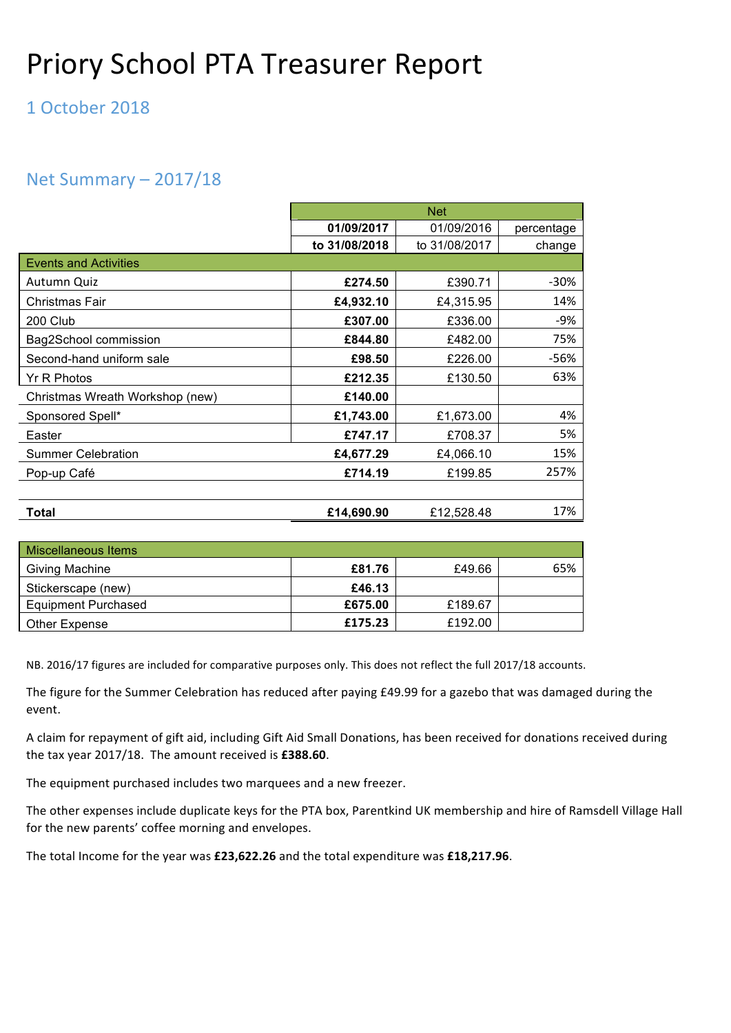# Priory School PTA Treasurer Report

## 1 October 2018

## Net Summary – 2017/18

| | Net | | |
|---|---|---|---|
| | **01/09/2017 to 31/08/2018** | 01/09/2016 to 31/08/2017 | percentage change |
| **Events and Activities** | | | |
| Autumn Quiz | **£274.50** | £390.71 | -30% |
| Christmas Fair | **£4,932.10** | £4,315.95 | 14% |
| 200 Club | **£307.00** | £336.00 | -9% |
| Bag2School commission | **£844.80** | £482.00 | 75% |
| Second-hand uniform sale | **£98.50** | £226.00 | -56% |
| Yr R Photos | **£212.35** | £130.50 | 63% |
| Christmas Wreath Workshop (new) | **£140.00** | | |
| Sponsored Spell* | **£1,743.00** | £1,673.00 | 4% |
| Easter | **£747.17** | £708.37 | 5% |
| Summer Celebration | **£4,677.29** | £4,066.10 | 15% |
| Pop-up Café | **£714.19** | £199.85 | 257% |
| | | | |
| **Total** | **£14,690.90** | £12,528.48 | 17% |

| Miscellaneous Items | | | |
|---|---|---|---|
| Giving Machine | **£81.76** | £49.66 | 65% |
| Stickerscape (new) | **£46.13** | | |
| Equipment Purchased | **£675.00** | £189.67 | |
| Other Expense | **£175.23** | £192.00 | |

NB. 2016/17 figures are included for comparative purposes only. This does not reflect the full 2017/18 accounts.

The figure for the Summer Celebration has reduced after paying £49.99 for a gazebo that was damaged during the event.

A claim for repayment of gift aid, including Gift Aid Small Donations, has been received for donations received during the tax year 2017/18. The amount received is **£388.60**.

The equipment purchased includes two marquees and a new freezer.

The other expenses include duplicate keys for the PTA box, Parentkind UK membership and hire of Ramsdell Village Hall for the new parents' coffee morning and envelopes.

The total Income for the year was **£23,622.26** and the total expenditure was **£18,217.96**.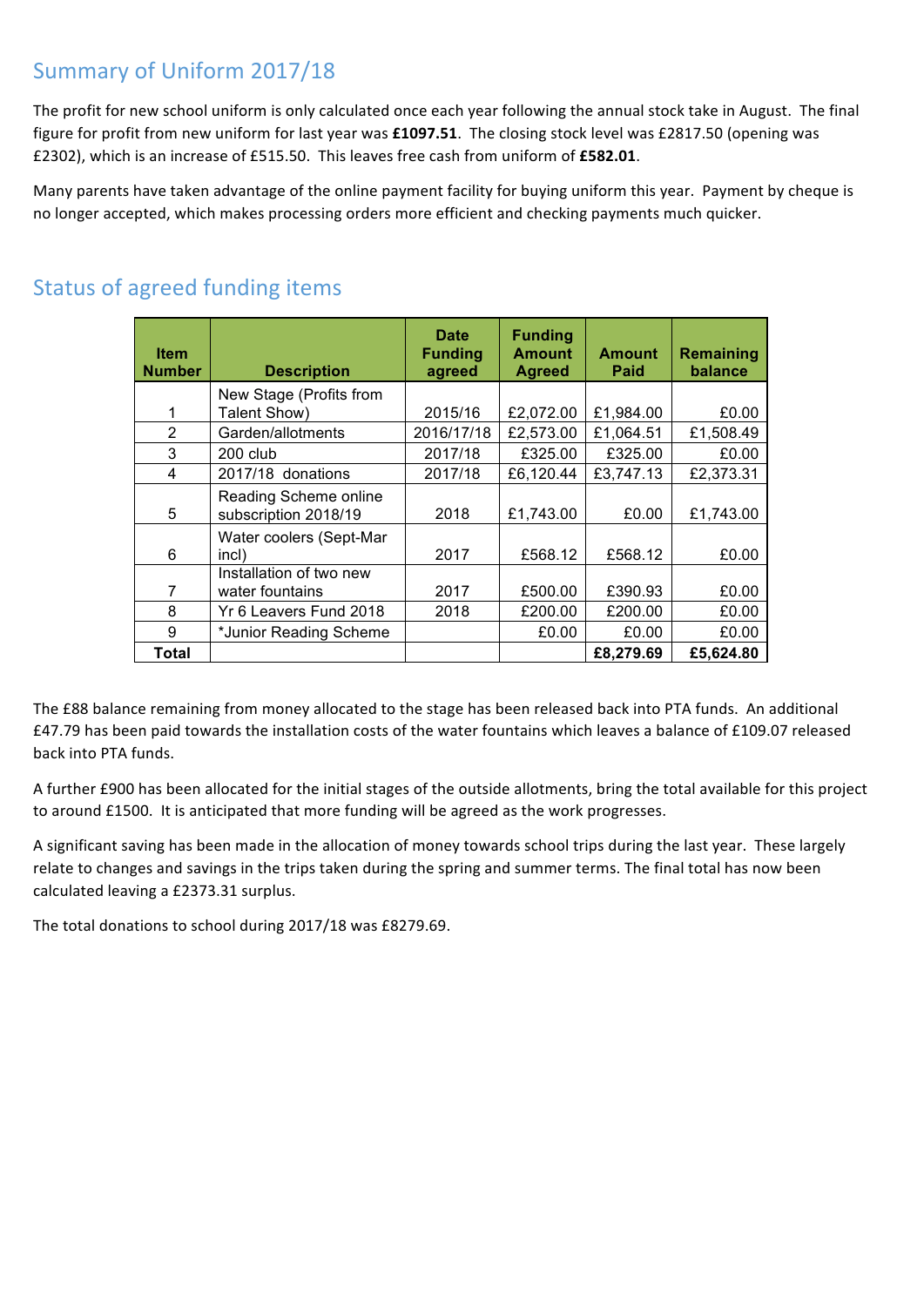## Summary of Uniform 2017/18

The profit for new school uniform is only calculated once each year following the annual stock take in August. The final figure for profit from new uniform for last year was **£1097.51**. The closing stock level was £2817.50 (opening was £2302), which is an increase of £515.50. This leaves free cash from uniform of **£582.01**.

Many parents have taken advantage of the online payment facility for buying uniform this year. Payment by cheque is no longer accepted, which makes processing orders more efficient and checking payments much quicker.

## Status of agreed funding items

| Item Number | Description | Date Funding agreed | Funding Amount Agreed | Amount Paid | Remaining balance |
|---|---|---|---|---|---|
| 1 | New Stage (Profits from Talent Show) | 2015/16 | £2,072.00 | £1,984.00 | £0.00 |
| 2 | Garden/allotments | 2016/17/18 | £2,573.00 | £1,064.51 | £1,508.49 |
| 3 | 200 club | 2017/18 | £325.00 | £325.00 | £0.00 |
| 4 | 2017/18 donations | 2017/18 | £6,120.44 | £3,747.13 | £2,373.31 |
| 5 | Reading Scheme online subscription 2018/19 | 2018 | £1,743.00 | £0.00 | £1,743.00 |
| 6 | Water coolers (Sept-Mar incl) | 2017 | £568.12 | £568.12 | £0.00 |
| 7 | Installation of two new water fountains | 2017 | £500.00 | £390.93 | £0.00 |
| 8 | Yr 6 Leavers Fund 2018 | 2018 | £200.00 | £200.00 | £0.00 |
| 9 | *Junior Reading Scheme | | £0.00 | £0.00 | £0.00 |
| **Total** | | | | **£8,279.69** | **£5,624.80** |

The £88 balance remaining from money allocated to the stage has been released back into PTA funds. An additional £47.79 has been paid towards the installation costs of the water fountains which leaves a balance of £109.07 released back into PTA funds.

A further £900 has been allocated for the initial stages of the outside allotments, bring the total available for this project to around £1500. It is anticipated that more funding will be agreed as the work progresses.

A significant saving has been made in the allocation of money towards school trips during the last year. These largely relate to changes and savings in the trips taken during the spring and summer terms. The final total has now been calculated leaving a £2373.31 surplus.

The total donations to school during 2017/18 was £8279.69.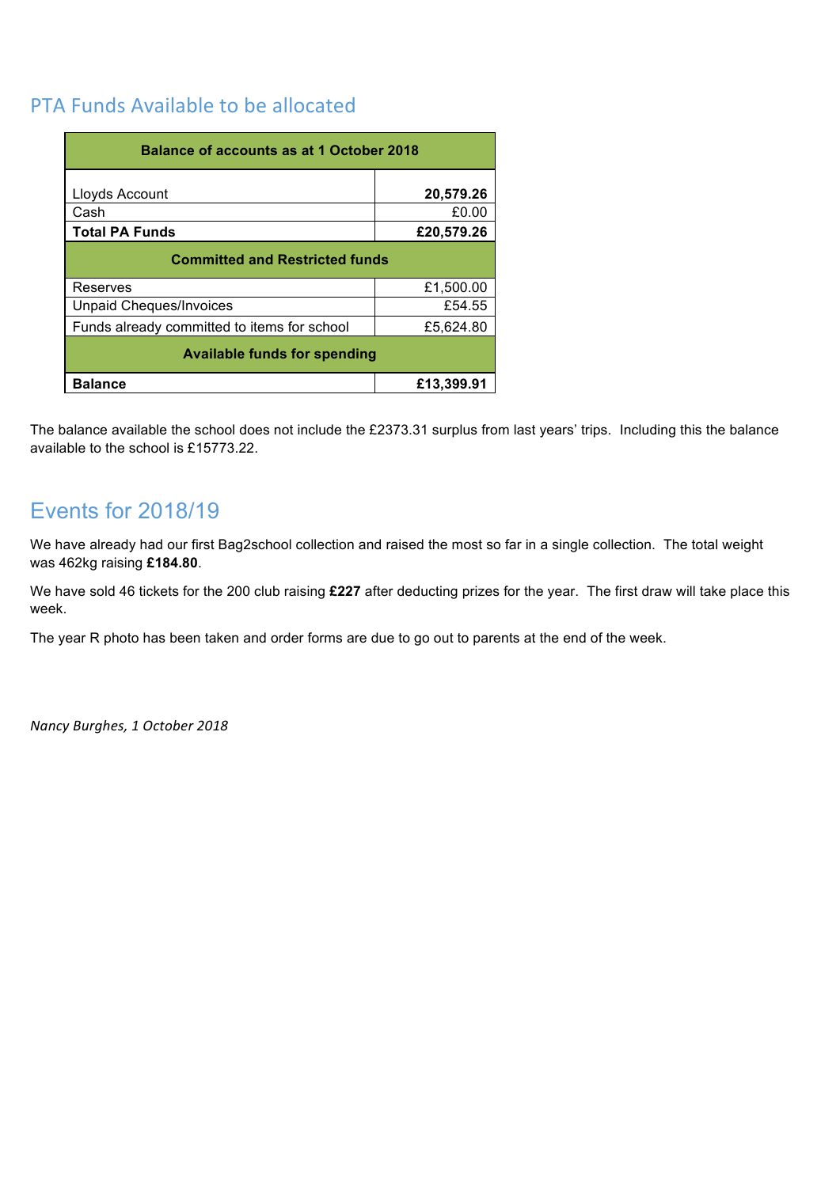## PTA Funds Available to be allocated

| | |
|---|---|
| **Balance of accounts as at 1 October 2018** | |
| Lloyds Account | **20,579.26** |
| Cash | £0.00 |
| **Total PA Funds** | **£20,579.26** |
| **Committed and Restricted funds** | |
| Reserves | £1,500.00 |
| Unpaid Cheques/Invoices | £54.55 |
| Funds already committed to items for school | £5,624.80 |
| **Available funds for spending** | |
| **Balance** | **£13,399.91** |

The balance available the school does not include the £2373.31 surplus from last years' trips. Including this the balance available to the school is £15773.22.

## Events for 2018/19

We have already had our first Bag2school collection and raised the most so far in a single collection. The total weight was 462kg raising **£184.80**.

We have sold 46 tickets for the 200 club raising **£227** after deducting prizes for the year. The first draw will take place this week.

The year R photo has been taken and order forms are due to go out to parents at the end of the week.

*Nancy Burghes, 1 October 2018*